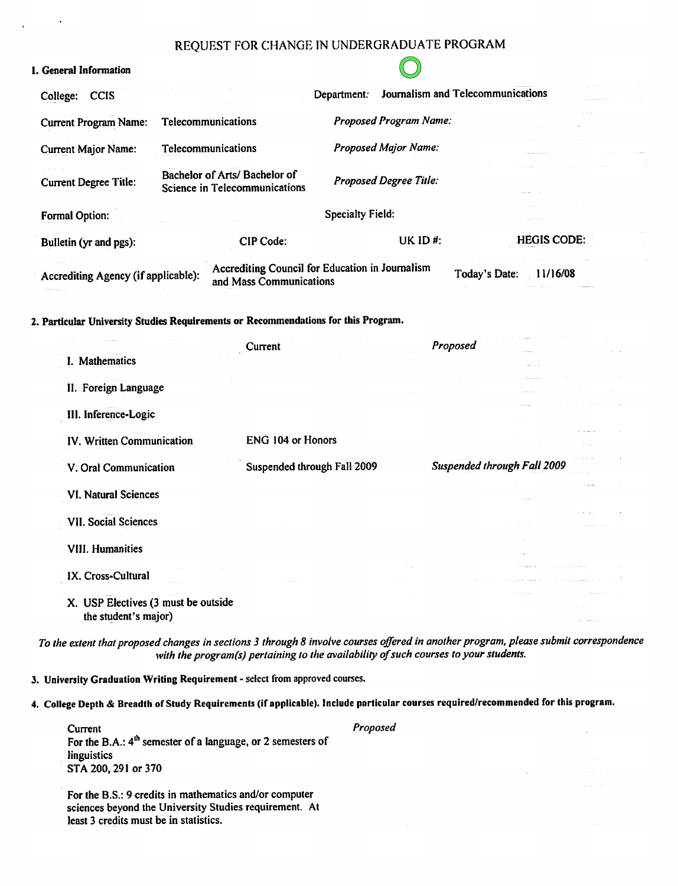# REQUEST FOR CHANGE IN UNDERGRADUATE PROGRAM

## 1. General Information

| | | | |
|---|---|---|---|
| College: CCIS | | Department: | Journalism and Telecommunications |
| Current Program Name: | Telecommunications | *Proposed Program Name:* | |
| Current Major Name: | Telecommunications | *Proposed Major Name:* | |
| Current Degree Title: | Bachelor of Arts/ Bachelor of Science in Telecommunications | *Proposed Degree Title:* | |
| Formal Option: | | Specialty Field: | |
| Bulletin (yr and pgs): | CIP Code: | UK ID #: | HEGIS CODE: |
| Accrediting Agency (if applicable): | Accrediting Council for Education in Journalism and Mass Communications | Today's Date: | 11/16/08 |

## 2. Particular University Studies Requirements or Recommendations for this Program.

| | Current | *Proposed* |
|---|---|---|
| I. Mathematics | | |
| II. Foreign Language | | |
| III. Inference-Logic | | |
| IV. Written Communication | ENG 104 or Honors | |
| V. Oral Communication | Suspended through Fall 2009 | *Suspended through Fall 2009* |
| VI. Natural Sciences | | |
| VII. Social Sciences | | |
| VIII. Humanities | | |
| IX. Cross-Cultural | | |
| X. USP Electives (3 must be outside the student's major) | | |

*To the extent that proposed changes in sections 3 through 8 involve courses offered in another program, please submit correspondence with the program(s) pertaining to the availability of such courses to your students.*

## 3. University Graduation Writing Requirement - select from approved courses.

## 4. College Depth & Breadth of Study Requirements (if applicable). Include particular courses required/recommended for this program.

| Current | *Proposed* |
|---|---|
| For the B.A.: 4th semester of a language, or 2 semesters of linguistics<br>STA 200, 291 or 370 | |
| For the B.S.: 9 credits in mathematics and/or computer sciences beyond the University Studies requirement. At least 3 credits must be in statistics. | |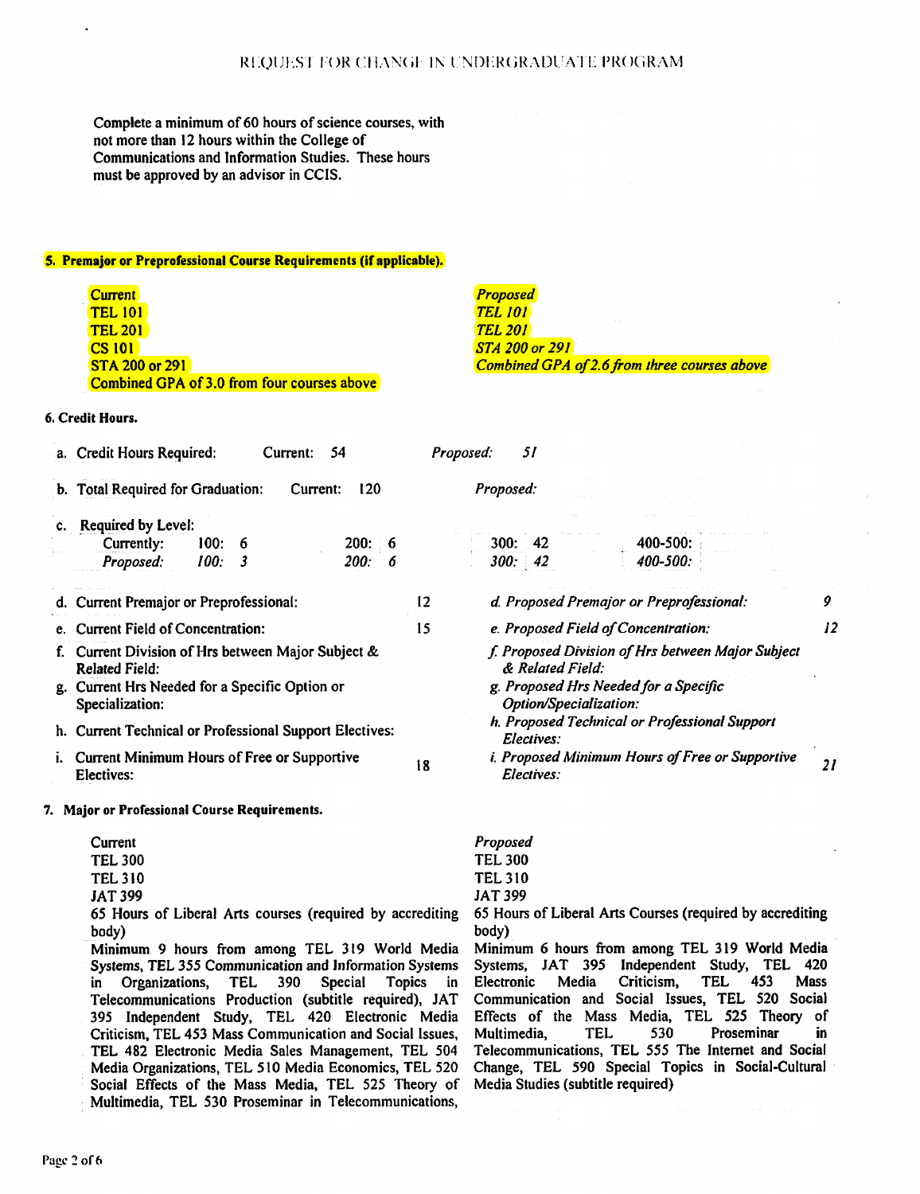Complete a minimum of 60 hours of science courses, with not more than 12 hours within the College of Communications and Information Studies. These hours must be approved by an advisor in CCIS.

**5. Premajor or Preprofessional Course Requirements (if applicable).**

| Current | *Proposed* |
|---|---|
| TEL 101 | *TEL 101* |
| TEL 201 | *TEL 201* |
| CS 101 | *STA 200 or 291* |
| STA 200 or 291 | *Combined GPA of 2.6 from three courses above* |
| Combined GPA of 3.0 from four courses above | |

**6. Credit Hours.**

a. Credit Hours Required: Current: 54 — *Proposed: 51*

b. Total Required for Graduation: Current: 120 — *Proposed:*

c. Required by Level:

| | 100: | 200: | 300: | 400-500: |
|---|---|---|---|---|
| Currently: | 6 | 6 | 42 | |
| *Proposed:* | *3* | *6* | *42* | |

| Current | Hours | *Proposed* | Hours |
|---|---|---|---|
| d. Current Premajor or Preprofessional: | 12 | *d. Proposed Premajor or Preprofessional:* | *9* |
| e. Current Field of Concentration: | 15 | *e. Proposed Field of Concentration:* | *12* |
| f. Current Division of Hrs between Major Subject & Related Field: | | *f. Proposed Division of Hrs between Major Subject & Related Field:* | |
| g. Current Hrs Needed for a Specific Option or Specialization: | | *g. Proposed Hrs Needed for a Specific Option/Specialization:* | |
| h. Current Technical or Professional Support Electives: | | *h. Proposed Technical or Professional Support Electives:* | |
| i. Current Minimum Hours of Free or Supportive Electives: | 18 | *i. Proposed Minimum Hours of Free or Supportive Electives:* | *21* |

**7. Major or Professional Course Requirements.**

Current

TEL 300
TEL 310
JAT 399
65 Hours of Liberal Arts courses (required by accrediting body)
Minimum 9 hours from among TEL 319 World Media Systems, TEL 355 Communication and Information Systems in Organizations, TEL 390 Special Topics in Telecommunications Production (subtitle required), JAT 395 Independent Study, TEL 420 Electronic Media Criticism, TEL 453 Mass Communication and Social Issues, TEL 482 Electronic Media Sales Management, TEL 504 Media Organizations, TEL 510 Media Economics, TEL 520 Social Effects of the Mass Media, TEL 525 Theory of Multimedia, TEL 530 Proseminar in Telecommunications,

*Proposed*

TEL 300
TEL 310
JAT 399
65 Hours of Liberal Arts Courses (required by accrediting body)
Minimum 6 hours from among TEL 319 World Media Systems, JAT 395 Independent Study, TEL 420 Electronic Media Criticism, TEL 453 Mass Communication and Social Issues, TEL 520 Social Effects of the Mass Media, TEL 525 Theory of Multimedia, TEL 530 Proseminar in Telecommunications, TEL 555 The Internet and Social Change, TEL 590 Special Topics in Social-Cultural Media Studies (subtitle required)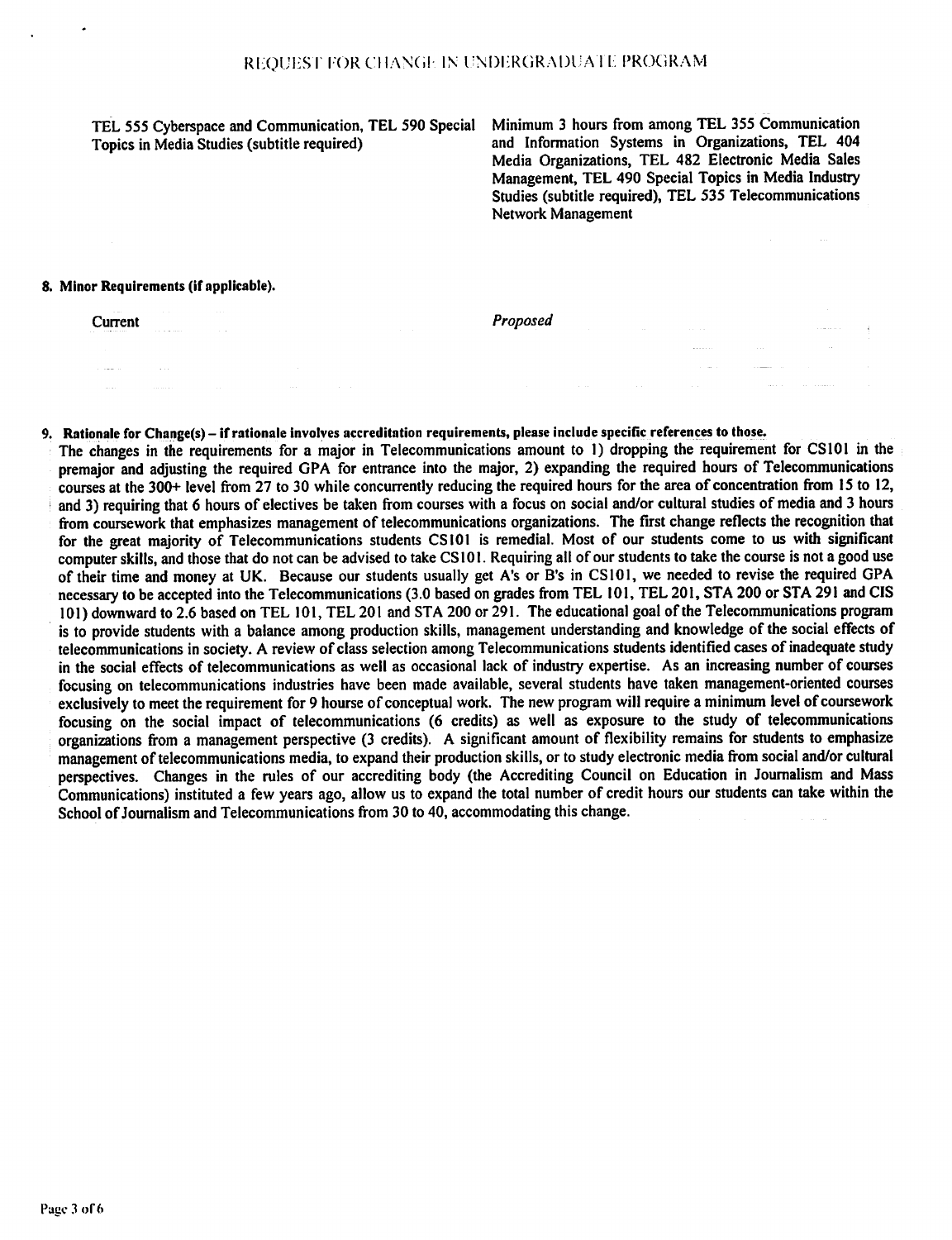| Current | Proposed |
| --- | --- |
| TEL 555 Cyberspace and Communication, TEL 590 Special Topics in Media Studies (subtitle required) | Minimum 3 hours from among TEL 355 Communication and Information Systems in Organizations, TEL 404 Media Organizations, TEL 482 Electronic Media Sales Management, TEL 490 Special Topics in Media Industry Studies (subtitle required), TEL 535 Telecommunications Network Management |

**8. Minor Requirements (if applicable).**

| Current | *Proposed* |
| --- | --- |
| | |

**9. Rationale for Change(s) – if rationale involves accreditation requirements, please include specific references to those.**

The changes in the requirements for a major in Telecommunications amount to 1) dropping the requirement for CS101 in the premajor and adjusting the required GPA for entrance into the major, 2) expanding the required hours of Telecommunications courses at the 300+ level from 27 to 30 while concurrently reducing the required hours for the area of concentration from 15 to 12, and 3) requiring that 6 hours of electives be taken from courses with a focus on social and/or cultural studies of media and 3 hours from coursework that emphasizes management of telecommunications organizations. The first change reflects the recognition that for the great majority of Telecommunications students CS101 is remedial. Most of our students come to us with significant computer skills, and those that do not can be advised to take CS101. Requiring all of our students to take the course is not a good use of their time and money at UK. Because our students usually get A's or B's in CS101, we needed to revise the required GPA necessary to be accepted into the Telecommunications (3.0 based on grades from TEL 101, TEL 201, STA 200 or STA 291 and CIS 101) downward to 2.6 based on TEL 101, TEL 201 and STA 200 or 291. The educational goal of the Telecommunications program is to provide students with a balance among production skills, management understanding and knowledge of the social effects of telecommunications in society. A review of class selection among Telecommunications students identified cases of inadequate study in the social effects of telecommunications as well as occasional lack of industry expertise. As an increasing number of courses focusing on telecommunications industries have been made available, several students have taken management-oriented courses exclusively to meet the requirement for 9 hourse of conceptual work. The new program will require a minimum level of coursework focusing on the social impact of telecommunications (6 credits) as well as exposure to the study of telecommunications organizations from a management perspective (3 credits). A significant amount of flexibility remains for students to emphasize management of telecommunications media, to expand their production skills, or to study electronic media from social and/or cultural perspectives. Changes in the rules of our accrediting body (the Accrediting Council on Education in Journalism and Mass Communications) instituted a few years ago, allow us to expand the total number of credit hours our students can take within the School of Journalism and Telecommunications from 30 to 40, accommodating this change.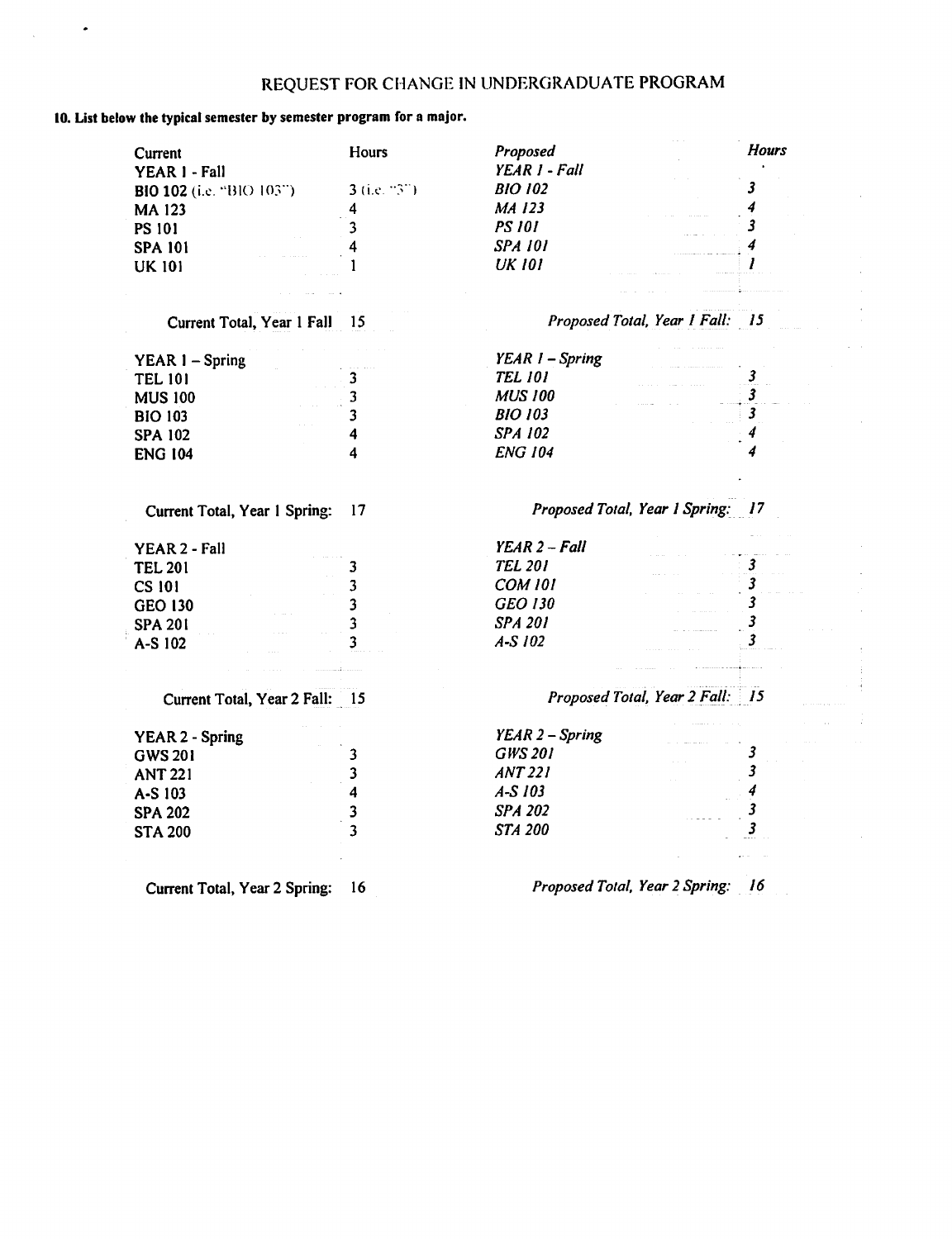# REQUEST FOR CHANGE IN UNDERGRADUATE PROGRAM

**10. List below the typical semester by semester program for a major.**

| Current | Hours | *Proposed* | *Hours* |
|---|---|---|---|
| YEAR 1 - Fall | | *YEAR 1 - Fall* | |
| **BIO 102** (i.e. "BIO 103") | 3 (i.e. "3") | *BIO 102* | *3* |
| MA 123 | 4 | *MA 123* | *4* |
| PS 101 | 3 | *PS 101* | *3* |
| SPA 101 | 4 | *SPA 101* | *4* |
| UK 101 | 1 | *UK 101* | *1* |
| **Current Total, Year 1 Fall** | 15 | *Proposed Total, Year 1 Fall:* | *15* |
| YEAR 1 – Spring | | *YEAR 1 – Spring* | |
| TEL 101 | 3 | *TEL 101* | *3* |
| MUS 100 | 3 | *MUS 100* | *3* |
| BIO 103 | 3 | *BIO 103* | *3* |
| SPA 102 | 4 | *SPA 102* | *4* |
| ENG 104 | 4 | *ENG 104* | *4* |
| **Current Total, Year 1 Spring:** | 17 | *Proposed Total, Year 1 Spring:* | *17* |
| YEAR 2 - Fall | | *YEAR 2 – Fall* | |
| TEL 201 | 3 | *TEL 201* | *3* |
| CS 101 | 3 | *COM 101* | *3* |
| GEO 130 | 3 | *GEO 130* | *3* |
| SPA 201 | 3 | *SPA 201* | *3* |
| A-S 102 | 3 | *A-S 102* | *3* |
| **Current Total, Year 2 Fall:** | 15 | *Proposed Total, Year 2 Fall:* | *15* |
| YEAR 2 - Spring | | *YEAR 2 – Spring* | |
| GWS 201 | 3 | *GWS 201* | *3* |
| ANT 221 | 3 | *ANT 221* | *3* |
| A-S 103 | 4 | *A-S 103* | *4* |
| SPA 202 | 3 | *SPA 202* | *3* |
| STA 200 | 3 | *STA 200* | *3* |
| **Current Total, Year 2 Spring:** | 16 | *Proposed Total, Year 2 Spring:* | *16* |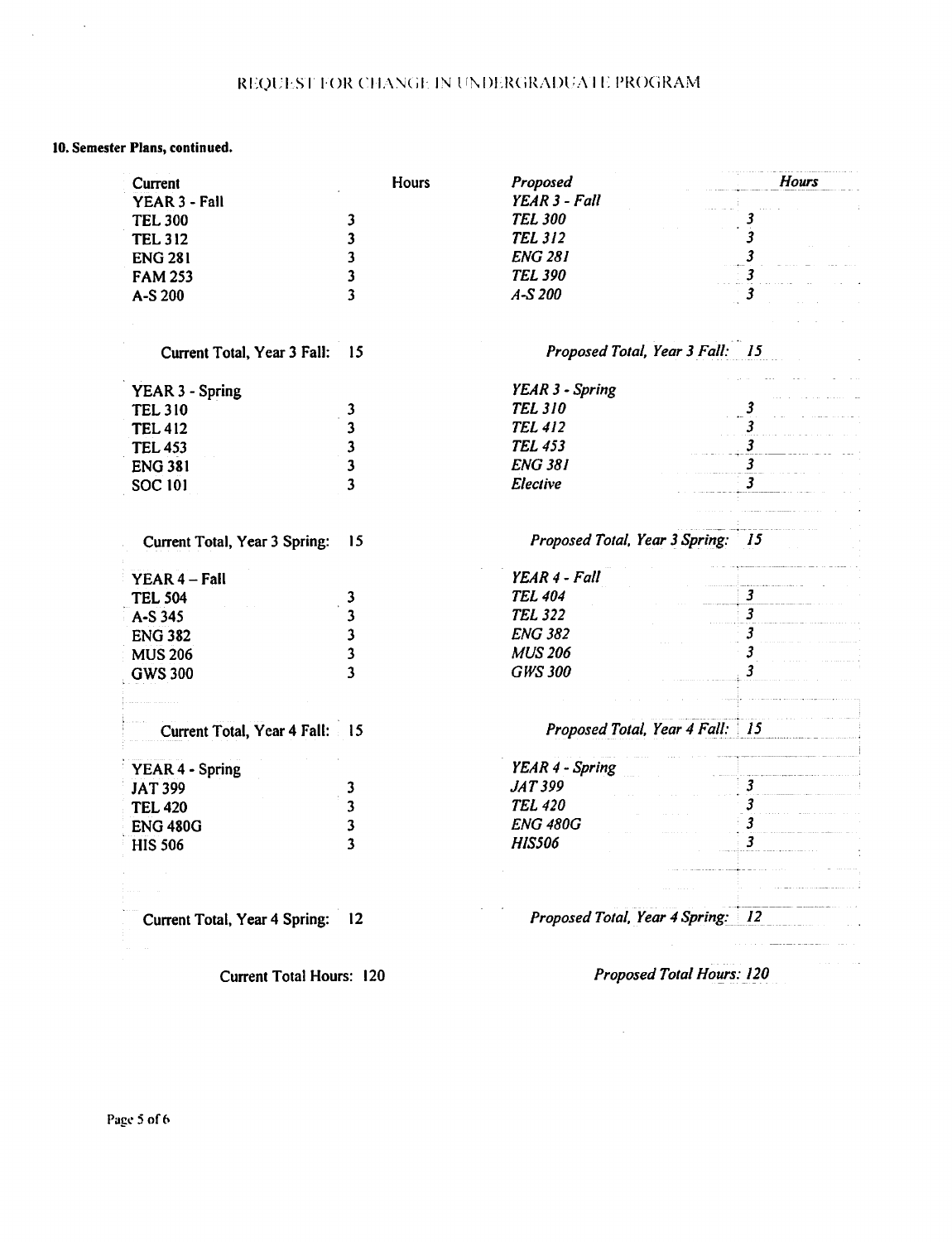REQUEST FOR CHANGE IN UNDERGRADUATE PROGRAM

**10. Semester Plans, continued.**

| Current | Hours | *Proposed* | *Hours* |
|---|---|---|---|
| YEAR 3 - Fall | | *YEAR 3 - Fall* | |
| TEL 300 | 3 | *TEL 300* | *3* |
| TEL 312 | 3 | *TEL 312* | *3* |
| ENG 281 | 3 | *ENG 281* | *3* |
| FAM 253 | 3 | *TEL 390* | *3* |
| A-S 200 | 3 | *A-S 200* | *3* |
| Current Total, Year 3 Fall: | 15 | *Proposed Total, Year 3 Fall:* | *15* |
| YEAR 3 - Spring | | *YEAR 3 - Spring* | |
| TEL 310 | 3 | *TEL 310* | *3* |
| TEL 412 | 3 | *TEL 412* | *3* |
| TEL 453 | 3 | *TEL 453* | *3* |
| ENG 381 | 3 | *ENG 381* | *3* |
| SOC 101 | 3 | *Elective* | *3* |
| Current Total, Year 3 Spring: | 15 | *Proposed Total, Year 3 Spring:* | *15* |
| YEAR 4 – Fall | | *YEAR 4 - Fall* | |
| TEL 504 | 3 | *TEL 404* | *3* |
| A-S 345 | 3 | *TEL 322* | *3* |
| ENG 382 | 3 | *ENG 382* | *3* |
| MUS 206 | 3 | *MUS 206* | *3* |
| GWS 300 | 3 | *GWS 300* | *3* |
| Current Total, Year 4 Fall: | 15 | *Proposed Total, Year 4 Fall:* | *15* |
| YEAR 4 - Spring | | *YEAR 4 - Spring* | |
| JAT 399 | 3 | *JAT 399* | *3* |
| TEL 420 | 3 | *TEL 420* | *3* |
| ENG 480G | 3 | *ENG 480G* | *3* |
| HIS 506 | 3 | *HIS506* | *3* |
| Current Total, Year 4 Spring: | 12 | *Proposed Total, Year 4 Spring:* | *12* |

Current Total Hours: 120

*Proposed Total Hours: 120*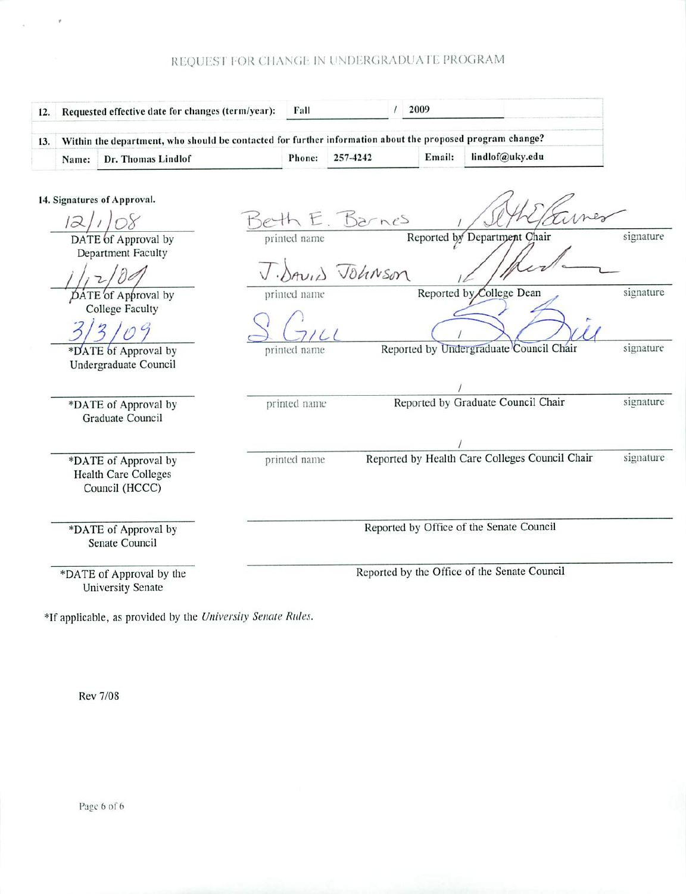REQUEST FOR CHANGE IN UNDERGRADUATE PROGRAM

| 12. | Requested effective date for changes (term/year): | Fall | / | 2009 |
|---|---|---|---|---|

| 13. | Within the department, who should be contacted for further information about the proposed program change? | | | | | |
|---|---|---|---|---|---|---|
| | Name: Dr. Thomas Lindlof | | Phone: | 257-4242 | Email: | lindlof@uky.edu |

**14. Signatures of Approval.**

| Date | Printed name | Reported by | Signature |
|---|---|---|---|
| 12/1/08<br>DATE of Approval by Department Faculty | Beth E. Barnes | Reported by Department Chair | / [signature] |
| 1/12/09<br>DATE of Approval by College Faculty | J. David Johnson | Reported by College Dean | / [signature] |
| 3/3/09<br>*DATE of Approval by Undergraduate Council | S. Gill | Reported by Undergraduate Council Chair | / [signature] |
| *DATE of Approval by Graduate Council | printed name | Reported by Graduate Council Chair | / signature |
| *DATE of Approval by Health Care Colleges Council (HCCC) | printed name | Reported by Health Care Colleges Council Chair | / signature |
| *DATE of Approval by Senate Council | | Reported by Office of the Senate Council | |
| *DATE of Approval by the University Senate | | Reported by the Office of the Senate Council | |

*If applicable, as provided by the *University Senate Rules*.

Rev 7/08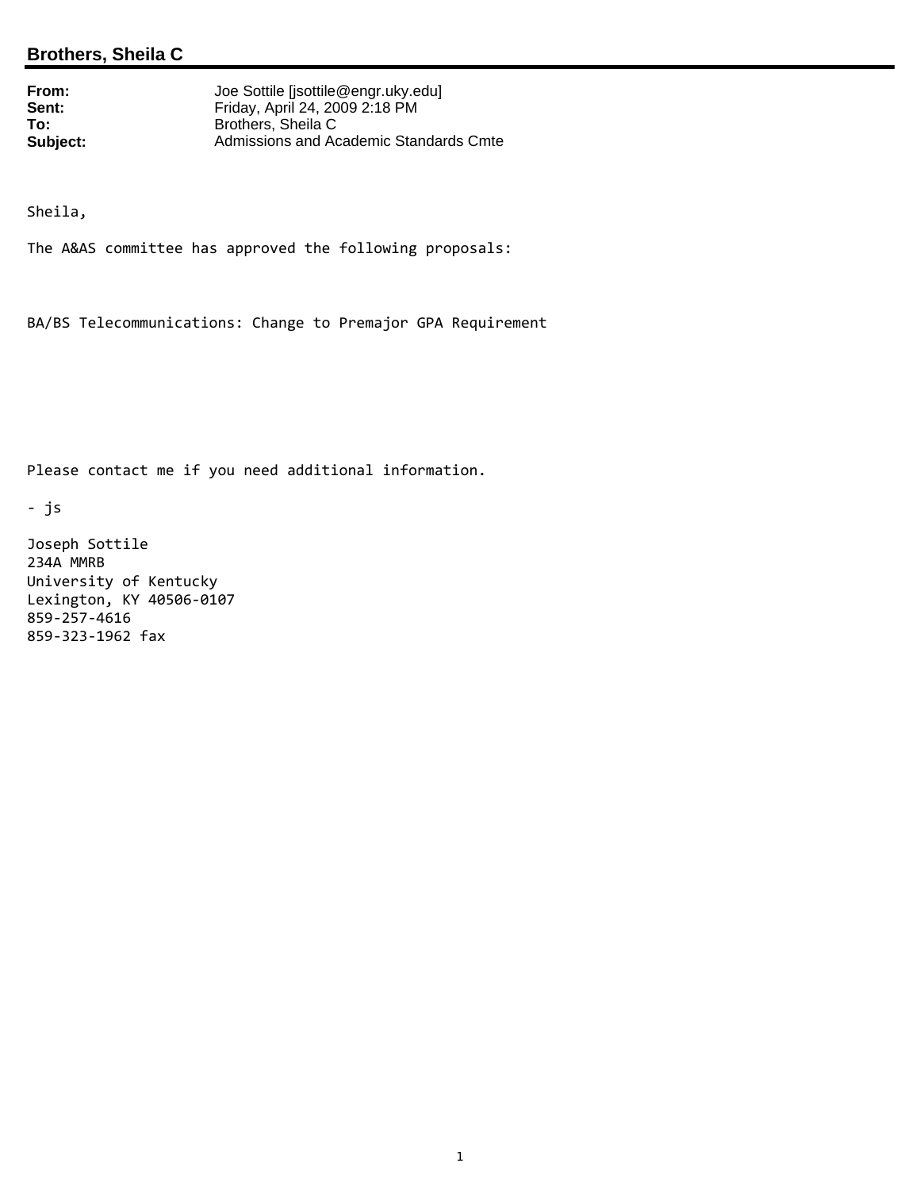## Brothers, Sheila C

**From:** Joe Sottile [jsottile@engr.uky.edu]
**Sent:** Friday, April 24, 2009 2:18 PM
**To:** Brothers, Sheila C
**Subject:** Admissions and Academic Standards Cmte

Sheila,

The A&AS committee has approved the following proposals:

BA/BS Telecommunications: Change to Premajor GPA Requirement

Please contact me if you need additional information.

- js

Joseph Sottile
234A MMRB
University of Kentucky
Lexington, KY 40506-0107
859-257-4616
859-323-1962 fax